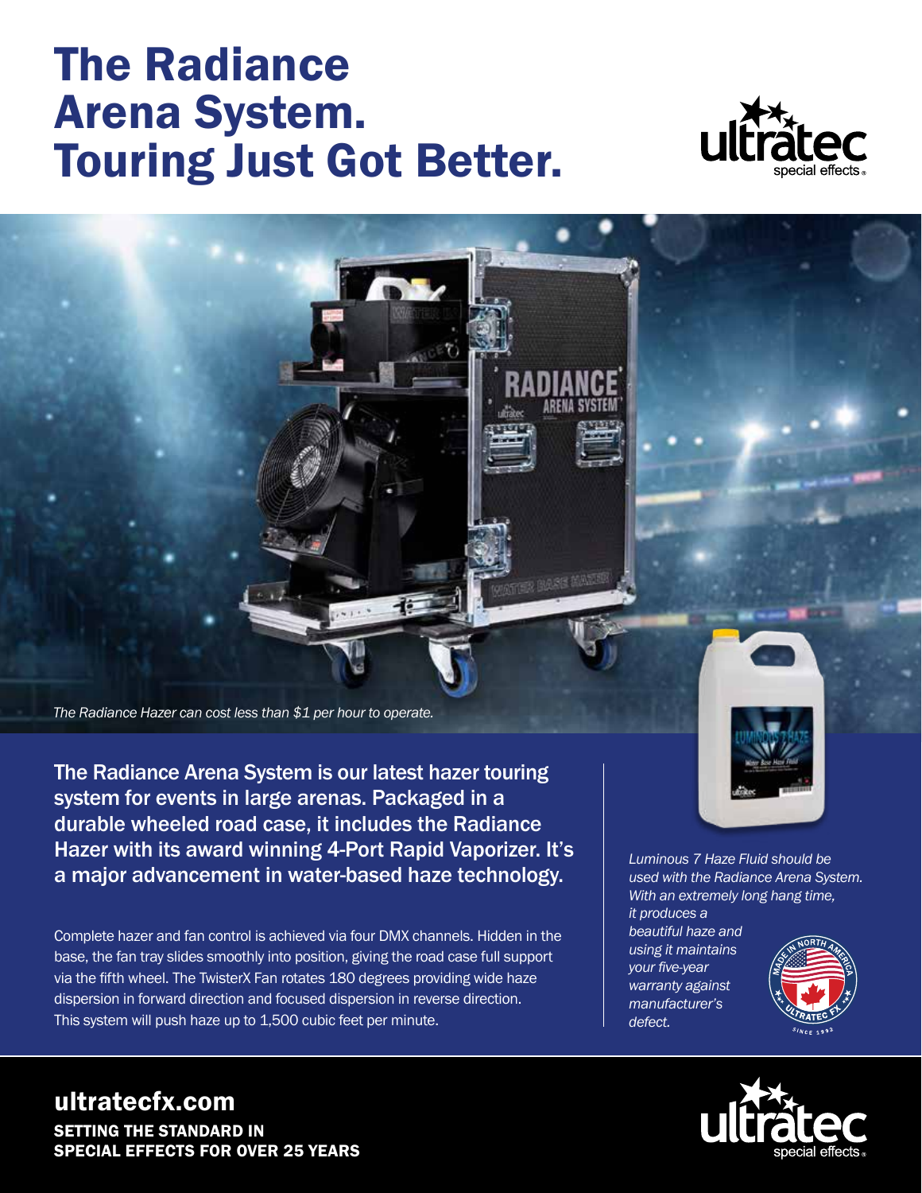# The Radiance Arena System. Touring Just Got Better.

*The Radiance Hazer can cost less than $1 per hour to operate.*

**The Radiance Arena System is our latest hazer touring system for events in large arenas. Packaged in a durable wheeled road case, it includes the Radiance Hazer with its award winning 4-Port Rapid Vaporizer. It's a major advancement in water-based haze technology.**

Complete hazer and fan control is achieved via four DMX channels. Hidden in the base, the fan tray slides smoothly into position, giving the road case full support via the fifth wheel. The TwisterX Fan rotates 180 degrees providing wide haze dispersion in forward direction and focused dispersion in reverse direction. This system will push haze up to 1,500 cubic feet per minute.

*Luminous 7 Haze Fluid should be used with the Radiance Arena System. With an extremely long hang time, it produces a beautiful haze and using it maintains your five-year warranty against manufacturer's defect.*

## ultratecfx.com

**SETTING THE STANDARD IN SPECIAL EFFECTS FOR OVER 25 YEARS**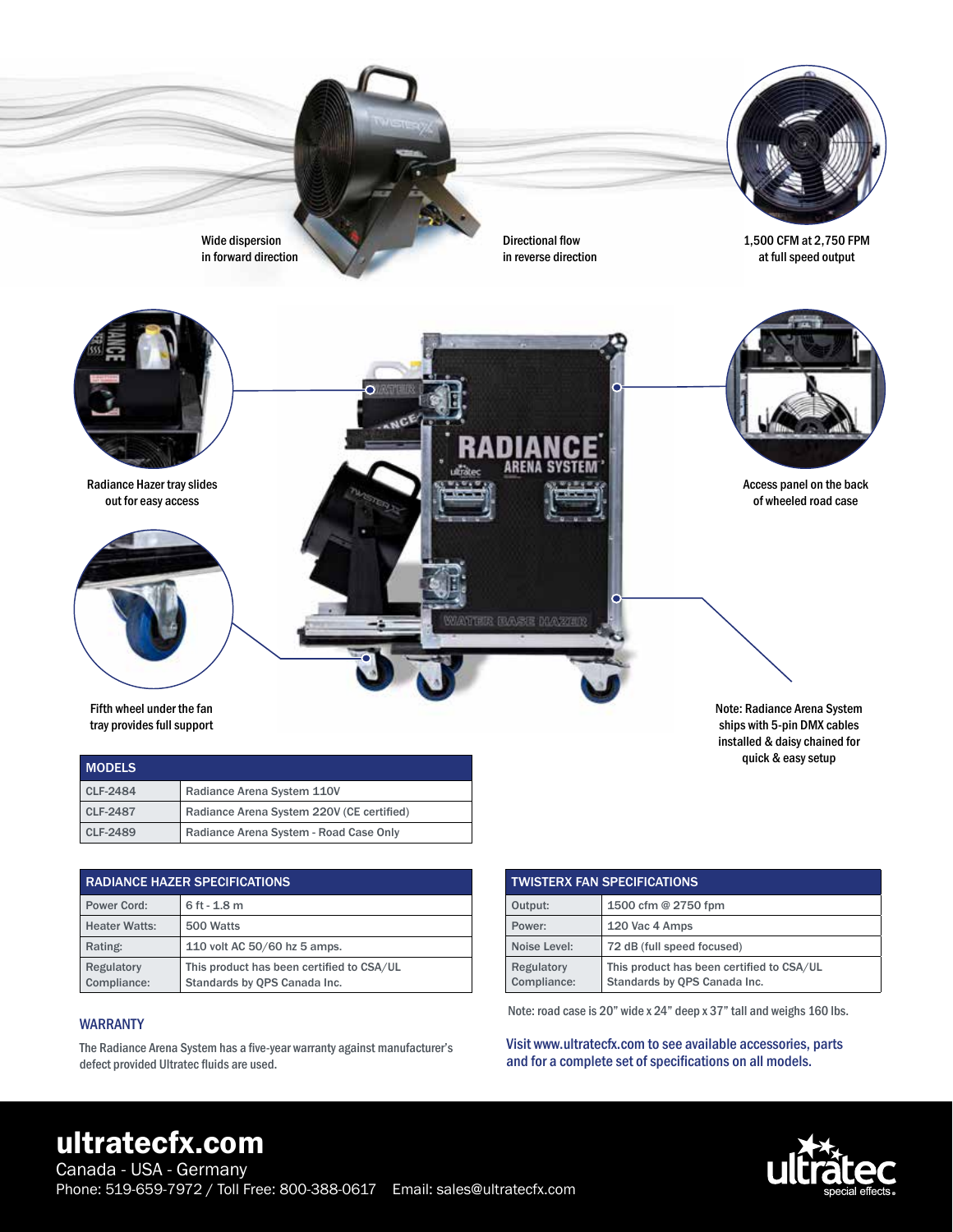Wide dispersion in forward direction

Directional flow in reverse direction

1,500 CFM at 2,750 FPM at full speed output

Radiance Hazer tray slides out for easy access

Access panel on the back of wheeled road case

Fifth wheel under the fan tray provides full support

Note: Radiance Arena System ships with 5-pin DMX cables installed & daisy chained for quick & easy setup

| MODELS | |
|---|---|
| CLF-2484 | Radiance Arena System 110V |
| CLF-2487 | Radiance Arena System 220V (CE certified) |
| CLF-2489 | Radiance Arena System - Road Case Only |

| RADIANCE HAZER SPECIFICATIONS | |
|---|---|
| Power Cord: | 6 ft - 1.8 m |
| Heater Watts: | 500 Watts |
| Rating: | 110 volt AC 50/60 hz 5 amps. |
| Regulatory Compliance: | This product has been certified to CSA/UL Standards by QPS Canada Inc. |

| TWISTERX FAN SPECIFICATIONS | |
|---|---|
| Output: | 1500 cfm @ 2750 fpm |
| Power: | 120 Vac 4 Amps |
| Noise Level: | 72 dB (full speed focused) |
| Regulatory Compliance: | This product has been certified to CSA/UL Standards by QPS Canada Inc. |

Note: road case is 20" wide x 24" deep x 37" tall and weighs 160 lbs.

## WARRANTY

The Radiance Arena System has a five-year warranty against manufacturer's defect provided Ultratec fluids are used.

Visit www.ultratecfx.com to see available accessories, parts and for a complete set of specifications on all models.

**ultratecfx.com**

Canada - USA - Germany

Phone: 519-659-7972 / Toll Free: 800-388-0617 Email: sales@ultratecfx.com

ultratec special effects